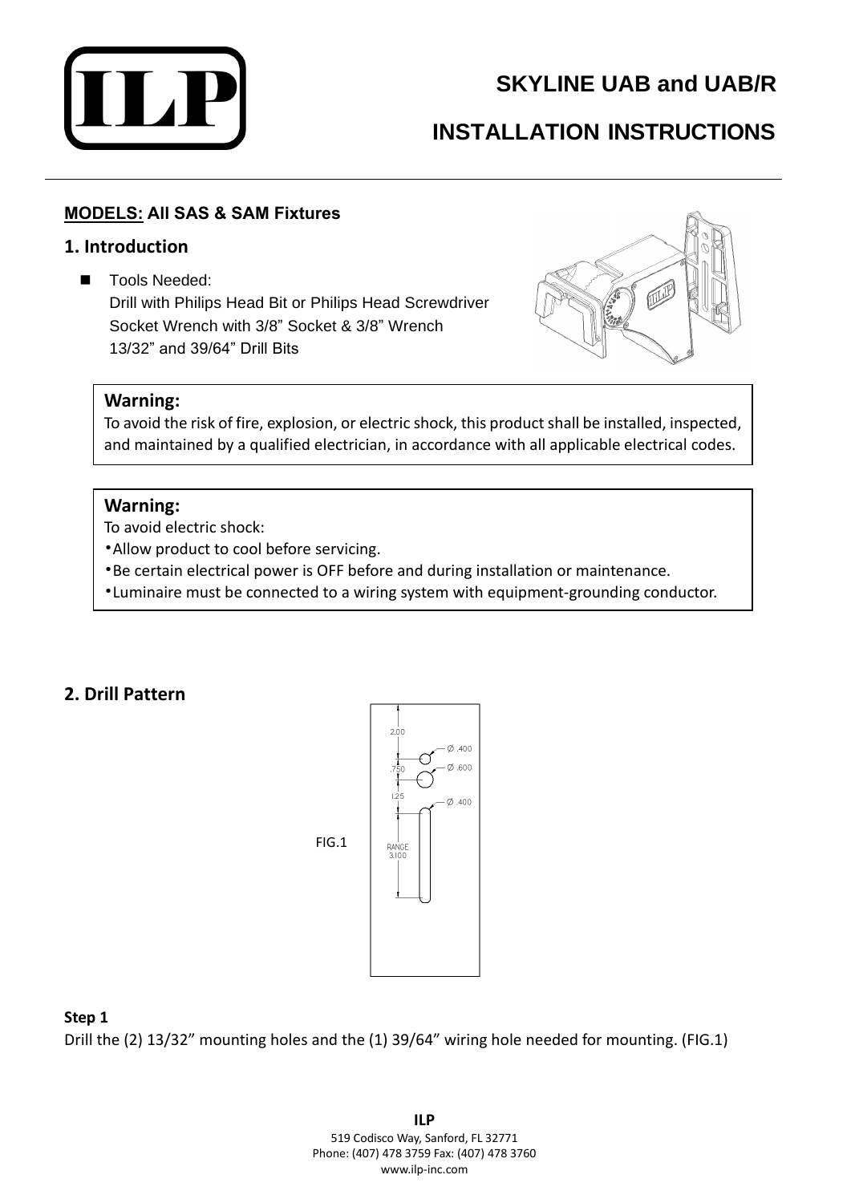# SKYLINE UAB and UAB/R

# INSTALLATION INSTRUCTIONS

**MODELS: All SAS & SAM Fixtures**

## 1. Introduction

- Tools Needed:
  Drill with Philips Head Bit or Philips Head Screwdriver
  Socket Wrench with 3/8" Socket & 3/8" Wrench
  13/32" and 39/64" Drill Bits

> **Warning:**
> To avoid the risk of fire, explosion, or electric shock, this product shall be installed, inspected, and maintained by a qualified electrician, in accordance with all applicable electrical codes.

> **Warning:**
> To avoid electric shock:
> - Allow product to cool before servicing.
> - Be certain electrical power is OFF before and during installation or maintenance.
> - Luminaire must be connected to a wiring system with equipment-grounding conductor.

## 2. Drill Pattern

FIG.1

**Step 1**

Drill the (2) 13/32" mounting holes and the (1) 39/64" wiring hole needed for mounting. (FIG.1)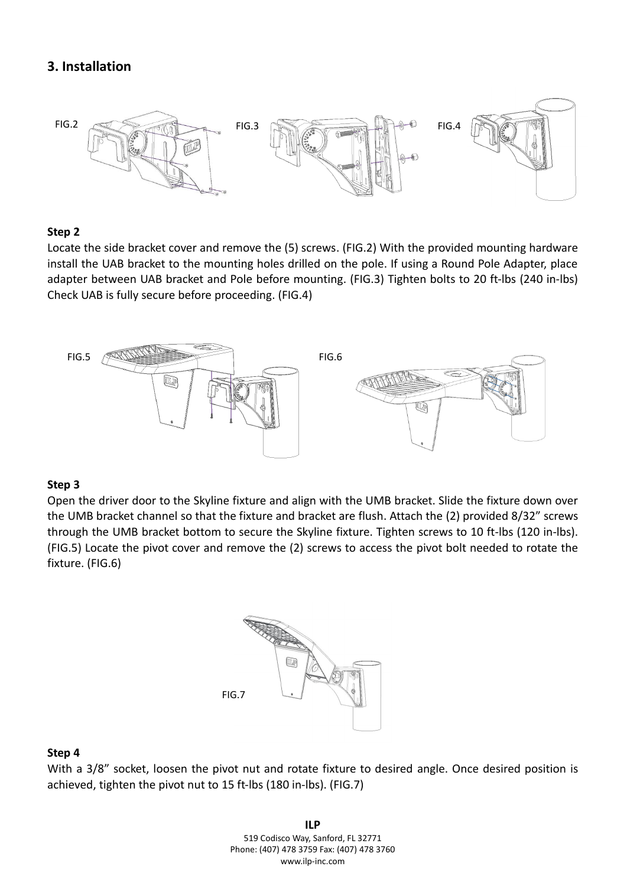## 3. Installation

FIG.2 FIG.3 FIG.4

**Step 2**

Locate the side bracket cover and remove the (5) screws. (FIG.2) With the provided mounting hardware install the UAB bracket to the mounting holes drilled on the pole. If using a Round Pole Adapter, place adapter between UAB bracket and Pole before mounting. (FIG.3) Tighten bolts to 20 ft-lbs (240 in-lbs) Check UAB is fully secure before proceeding. (FIG.4)

FIG.5 FIG.6

**Step 3**

Open the driver door to the Skyline fixture and align with the UMB bracket. Slide the fixture down over the UMB bracket channel so that the fixture and bracket are flush. Attach the (2) provided 8/32" screws through the UMB bracket bottom to secure the Skyline fixture. Tighten screws to 10 ft-lbs (120 in-lbs). (FIG.5) Locate the pivot cover and remove the (2) screws to access the pivot bolt needed to rotate the fixture. (FIG.6)

FIG.7

**Step 4**

With a 3/8" socket, loosen the pivot nut and rotate fixture to desired angle. Once desired position is achieved, tighten the pivot nut to 15 ft-lbs (180 in-lbs). (FIG.7)

**ILP**
519 Codisco Way, Sanford, FL 32771
Phone: (407) 478 3759 Fax: (407) 478 3760
www.ilp-inc.com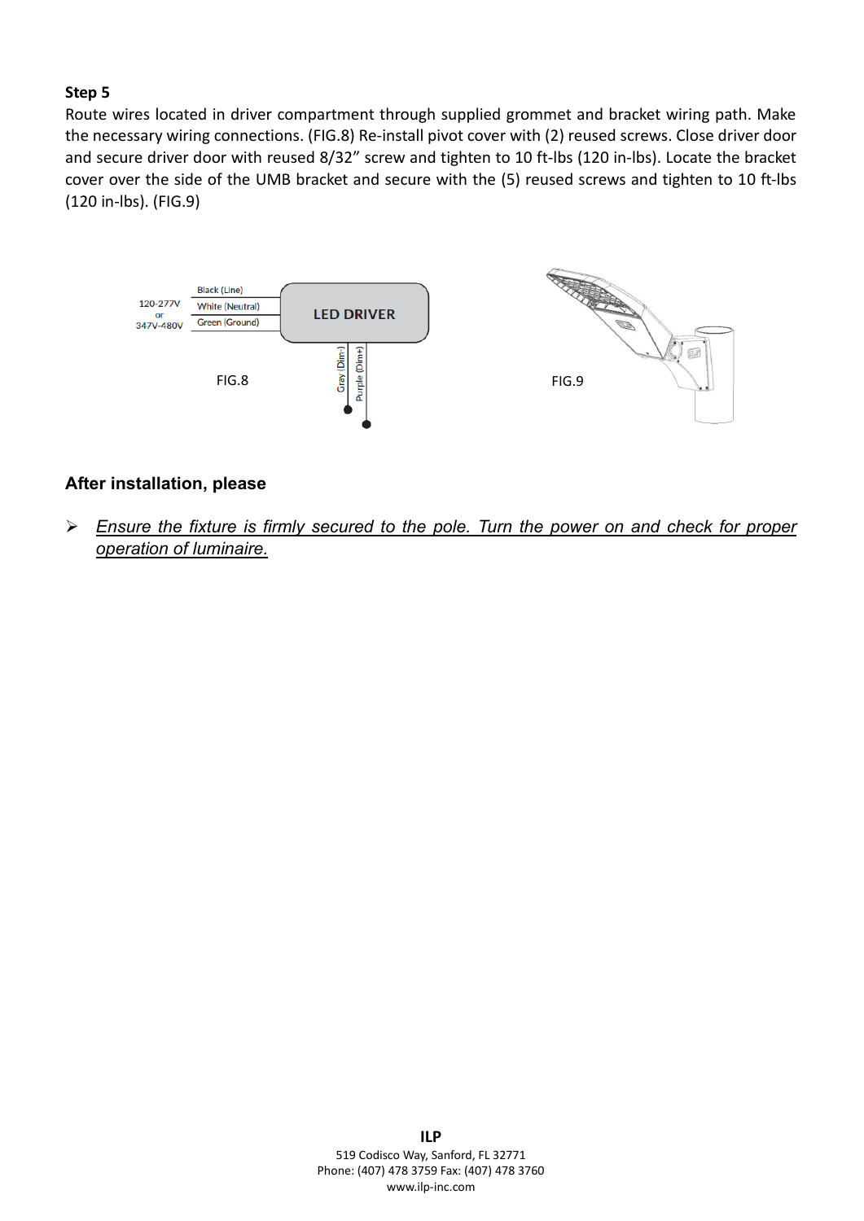**Step 5**

Route wires located in driver compartment through supplied grommet and bracket wiring path. Make the necessary wiring connections. (FIG.8) Re-install pivot cover with (2) reused screws. Close driver door and secure driver door with reused 8/32" screw and tighten to 10 ft-lbs (120 in-lbs). Locate the bracket cover over the side of the UMB bracket and secure with the (5) reused screws and tighten to 10 ft-lbs (120 in-lbs). (FIG.9)

120-277V or 347V-480V

Black (Line)

White (Neutral)

Green (Ground)

LED DRIVER

Gray (Dim-)

Purple (Dim+)

FIG.8

FIG.9

### After installation, please

- *Ensure the fixture is firmly secured to the pole. Turn the power on and check for proper operation of luminaire.*

**ILP**

519 Codisco Way, Sanford, FL 32771

Phone: (407) 478 3759 Fax: (407) 478 3760

www.ilp-inc.com